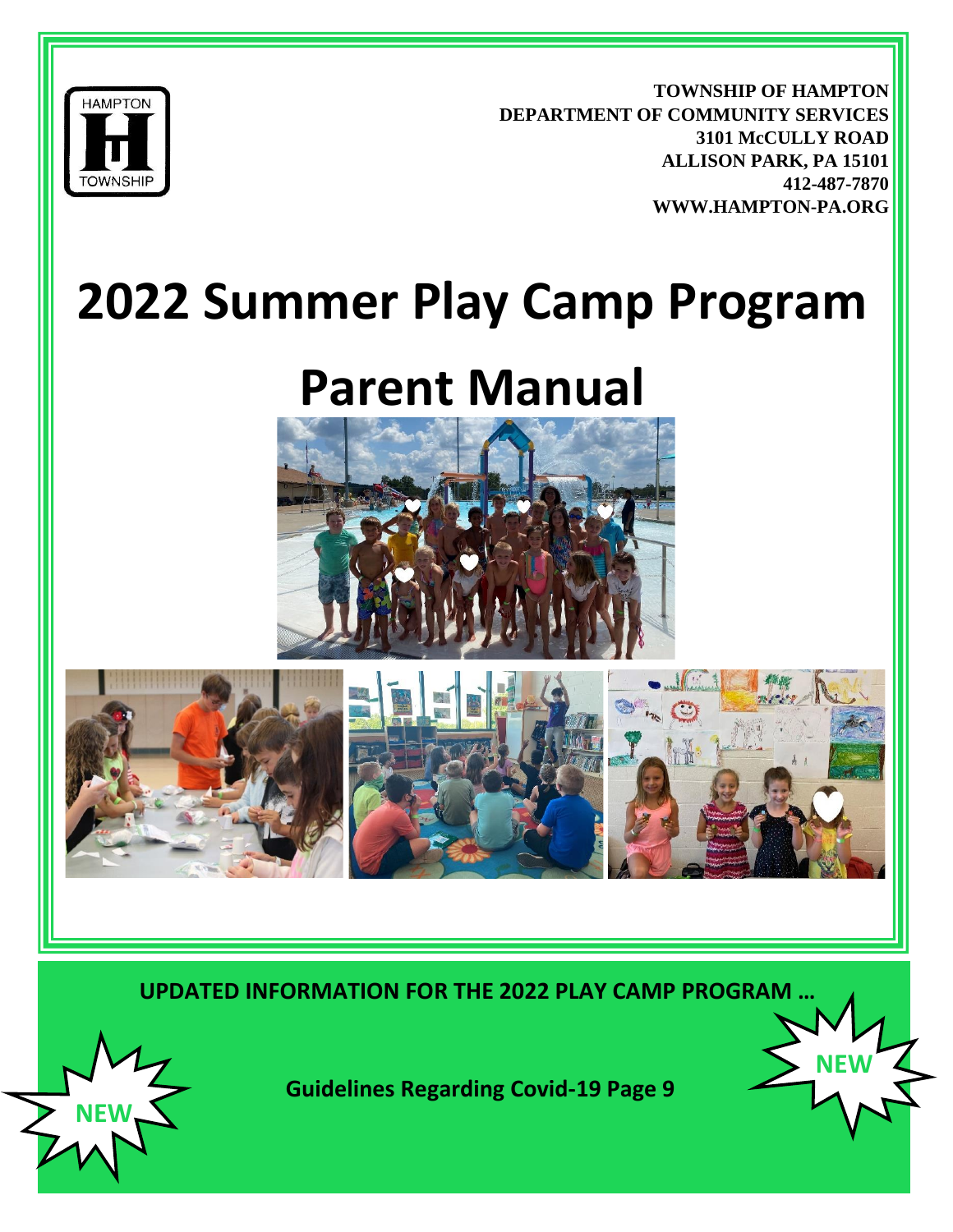HAMPTON TOWNSHIP

**TOWNSHIP OF HAMPTON**
**DEPARTMENT OF COMMUNITY SERVICES**
**3101 McCULLY ROAD**
**ALLISON PARK, PA 15101**
**412-487-7870**
**WWW.HAMPTON-PA.ORG**

# 2022 Summer Play Camp Program

# Parent Manual

**UPDATED INFORMATION FOR THE 2022 PLAY CAMP PROGRAM …**

**NEW**

**Guidelines Regarding Covid-19 Page 9**

**NEW**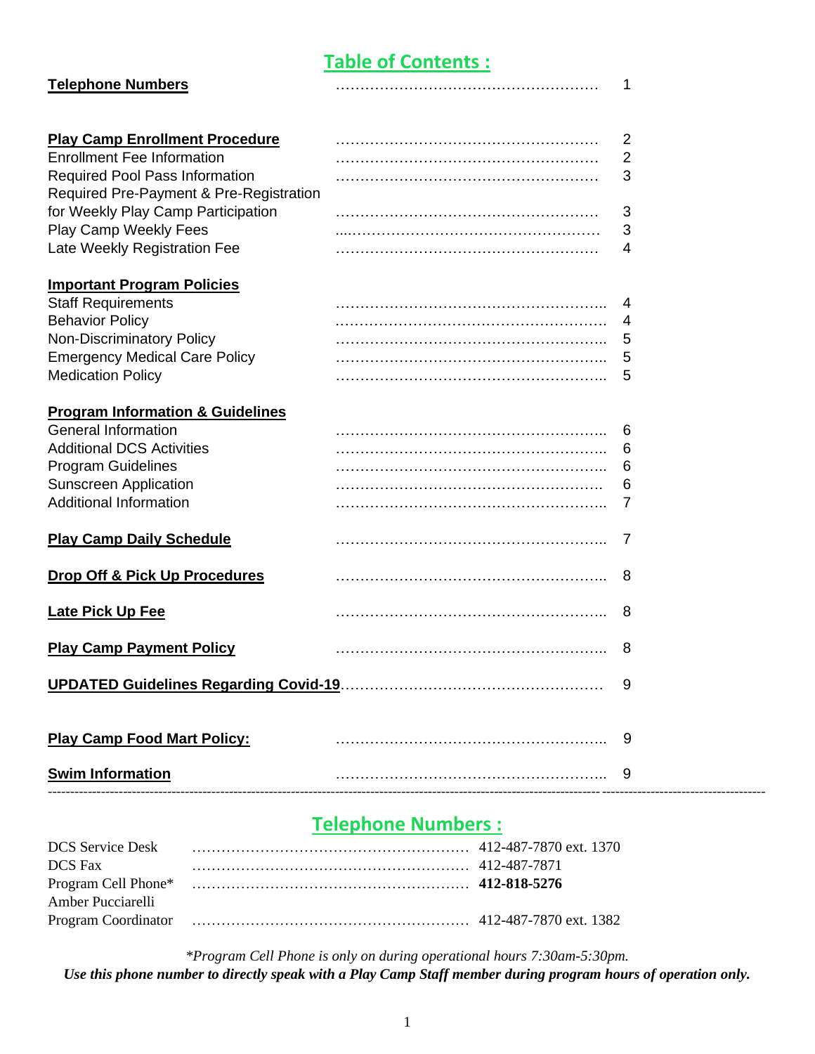## Table of Contents :

| Section | Page |
|---|---|
| **Telephone Numbers** | 1 |
| **Play Camp Enrollment Procedure** | 2 |
| Enrollment Fee Information | 2 |
| Required Pool Pass Information | 3 |
| Required Pre-Payment & Pre-Registration for Weekly Play Camp Participation | 3 |
| Play Camp Weekly Fees | 3 |
| Late Weekly Registration Fee | 4 |
| **Important Program Policies** | |
| Staff Requirements | 4 |
| Behavior Policy | 4 |
| Non-Discriminatory Policy | 5 |
| Emergency Medical Care Policy | 5 |
| Medication Policy | 5 |
| **Program Information & Guidelines** | |
| General Information | 6 |
| Additional DCS Activities | 6 |
| Program Guidelines | 6 |
| Sunscreen Application | 6 |
| Additional Information | 7 |
| **Play Camp Daily Schedule** | 7 |
| **Drop Off & Pick Up Procedures** | 8 |
| **Late Pick Up Fee** | 8 |
| **Play Camp Payment Policy** | 8 |
| **UPDATED Guidelines Regarding Covid-19** | 9 |
| **Play Camp Food Mart Policy:** | 9 |
| **Swim Information** | 9 |

---

## Telephone Numbers :

| | |
|---|---|
| DCS Service Desk | 412-487-7870 ext. 1370 |
| DCS Fax | 412-487-7871 |
| Program Cell Phone* | **412-818-5276** |
| Amber Pucciarelli<br>Program Coordinator | 412-487-7870 ext. 1382 |

*\*Program Cell Phone is only on during operational hours 7:30am-5:30pm.*

***Use this phone number to directly speak with a Play Camp Staff member during program hours of operation only.***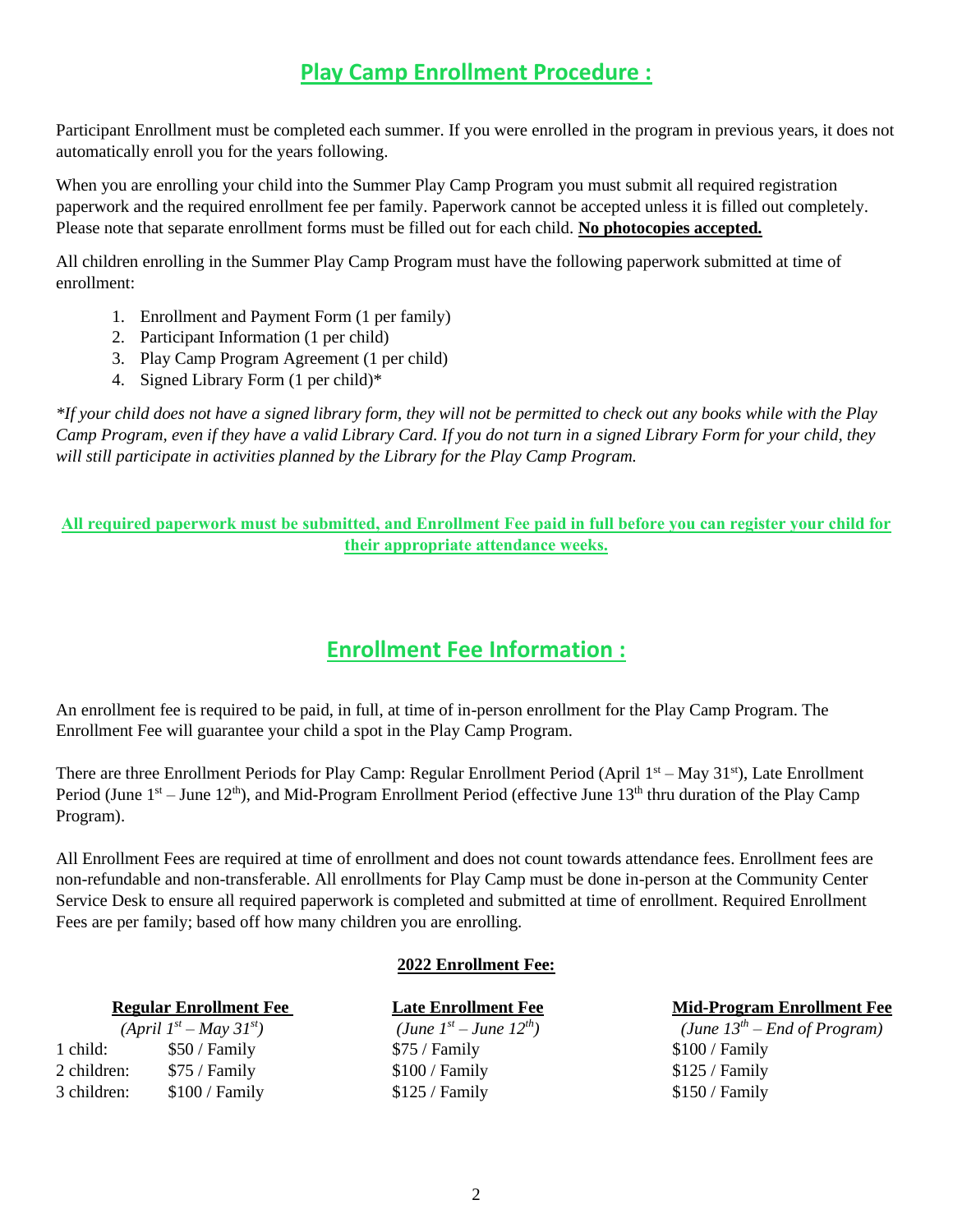## Play Camp Enrollment Procedure :

Participant Enrollment must be completed each summer. If you were enrolled in the program in previous years, it does not automatically enroll you for the years following.

When you are enrolling your child into the Summer Play Camp Program you must submit all required registration paperwork and the required enrollment fee per family. Paperwork cannot be accepted unless it is filled out completely. Please note that separate enrollment forms must be filled out for each child. **No photocopies accepted.**

All children enrolling in the Summer Play Camp Program must have the following paperwork submitted at time of enrollment:

1. Enrollment and Payment Form (1 per family)
2. Participant Information (1 per child)
3. Play Camp Program Agreement (1 per child)
4. Signed Library Form (1 per child)*

*\*If your child does not have a signed library form, they will not be permitted to check out any books while with the Play Camp Program, even if they have a valid Library Card. If you do not turn in a signed Library Form for your child, they will still participate in activities planned by the Library for the Play Camp Program.*

**All required paperwork must be submitted, and Enrollment Fee paid in full before you can register your child for their appropriate attendance weeks.**

## Enrollment Fee Information :

An enrollment fee is required to be paid, in full, at time of in-person enrollment for the Play Camp Program. The Enrollment Fee will guarantee your child a spot in the Play Camp Program.

There are three Enrollment Periods for Play Camp: Regular Enrollment Period (April 1st – May 31st), Late Enrollment Period (June 1st – June 12th), and Mid-Program Enrollment Period (effective June 13th thru duration of the Play Camp Program).

All Enrollment Fees are required at time of enrollment and does not count towards attendance fees. Enrollment fees are non-refundable and non-transferable. All enrollments for Play Camp must be done in-person at the Community Center Service Desk to ensure all required paperwork is completed and submitted at time of enrollment. Required Enrollment Fees are per family; based off how many children you are enrolling.

**2022 Enrollment Fee:**

| | Regular Enrollment Fee *(April 1st – May 31st)* | Late Enrollment Fee *(June 1st – June 12th)* | Mid-Program Enrollment Fee *(June 13th – End of Program)* |
|---|---|---|---|
| 1 child: | $50 / Family | $75 / Family | $100 / Family |
| 2 children: | $75 / Family | $100 / Family | $125 / Family |
| 3 children: | $100 / Family | $125 / Family | $150 / Family |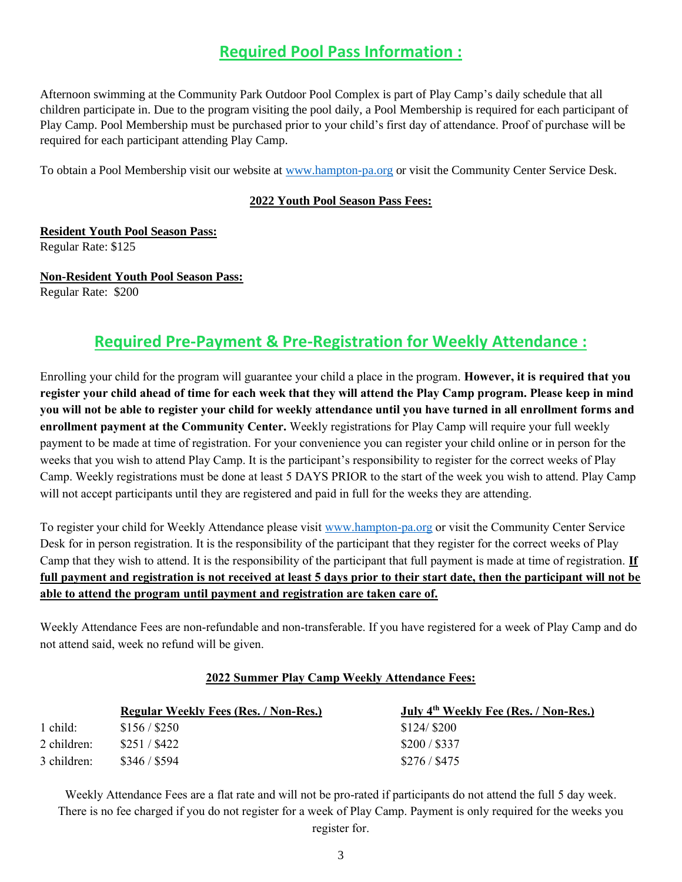## Required Pool Pass Information :

Afternoon swimming at the Community Park Outdoor Pool Complex is part of Play Camp's daily schedule that all children participate in. Due to the program visiting the pool daily, a Pool Membership is required for each participant of Play Camp. Pool Membership must be purchased prior to your child's first day of attendance. Proof of purchase will be required for each participant attending Play Camp.

To obtain a Pool Membership visit our website at www.hampton-pa.org or visit the Community Center Service Desk.

**2022 Youth Pool Season Pass Fees:**

**Resident Youth Pool Season Pass:**
Regular Rate: $125

**Non-Resident Youth Pool Season Pass:**
Regular Rate: $200

## Required Pre-Payment & Pre-Registration for Weekly Attendance :

Enrolling your child for the program will guarantee your child a place in the program. **However, it is required that you register your child ahead of time for each week that they will attend the Play Camp program. Please keep in mind you will not be able to register your child for weekly attendance until you have turned in all enrollment forms and enrollment payment at the Community Center.** Weekly registrations for Play Camp will require your full weekly payment to be made at time of registration. For your convenience you can register your child online or in person for the weeks that you wish to attend Play Camp. It is the participant's responsibility to register for the correct weeks of Play Camp. Weekly registrations must be done at least 5 DAYS PRIOR to the start of the week you wish to attend. Play Camp will not accept participants until they are registered and paid in full for the weeks they are attending.

To register your child for Weekly Attendance please visit www.hampton-pa.org or visit the Community Center Service Desk for in person registration. It is the responsibility of the participant that they register for the correct weeks of Play Camp that they wish to attend. It is the responsibility of the participant that full payment is made at time of registration. **If full payment and registration is not received at least 5 days prior to their start date, then the participant will not be able to attend the program until payment and registration are taken care of.**

Weekly Attendance Fees are non-refundable and non-transferable. If you have registered for a week of Play Camp and do not attend said, week no refund will be given.

**2022 Summer Play Camp Weekly Attendance Fees:**

| | Regular Weekly Fees (Res. / Non-Res.) | July 4th Weekly Fee (Res. / Non-Res.) |
|---|---|---|
| 1 child: | $156 / $250 | $124/ $200 |
| 2 children: | $251 / $422 | $200 / $337 |
| 3 children: | $346 / $594 | $276 / $475 |

Weekly Attendance Fees are a flat rate and will not be pro-rated if participants do not attend the full 5 day week. There is no fee charged if you do not register for a week of Play Camp. Payment is only required for the weeks you register for.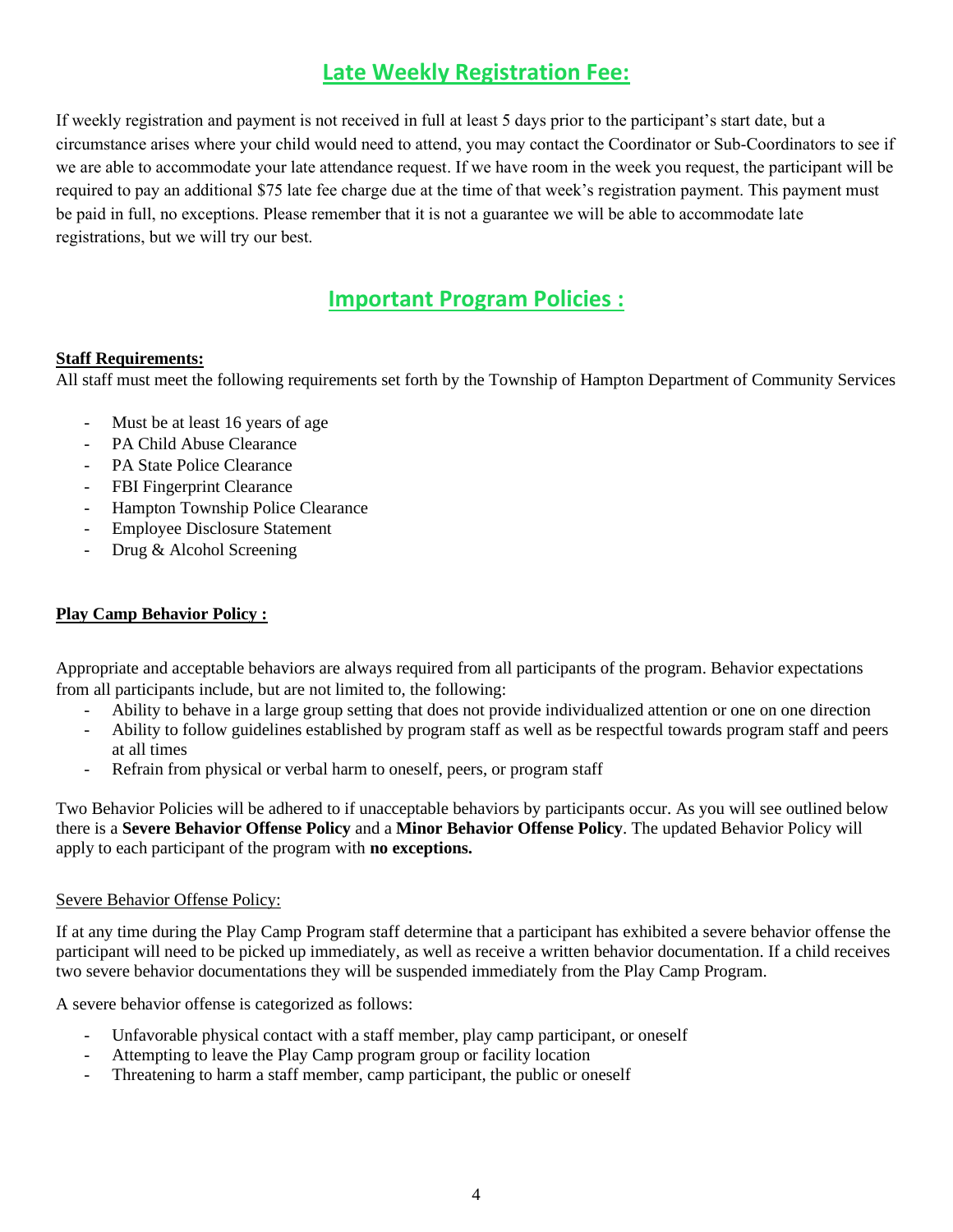## Late Weekly Registration Fee:

If weekly registration and payment is not received in full at least 5 days prior to the participant's start date, but a circumstance arises where your child would need to attend, you may contact the Coordinator or Sub-Coordinators to see if we are able to accommodate your late attendance request. If we have room in the week you request, the participant will be required to pay an additional $75 late fee charge due at the time of that week's registration payment. This payment must be paid in full, no exceptions. Please remember that it is not a guarantee we will be able to accommodate late registrations, but we will try our best.

## Important Program Policies :

**Staff Requirements:**

All staff must meet the following requirements set forth by the Township of Hampton Department of Community Services

- Must be at least 16 years of age
- PA Child Abuse Clearance
- PA State Police Clearance
- FBI Fingerprint Clearance
- Hampton Township Police Clearance
- Employee Disclosure Statement
- Drug & Alcohol Screening

**Play Camp Behavior Policy :**

Appropriate and acceptable behaviors are always required from all participants of the program. Behavior expectations from all participants include, but are not limited to, the following:

- Ability to behave in a large group setting that does not provide individualized attention or one on one direction
- Ability to follow guidelines established by program staff as well as be respectful towards program staff and peers at all times
- Refrain from physical or verbal harm to oneself, peers, or program staff

Two Behavior Policies will be adhered to if unacceptable behaviors by participants occur. As you will see outlined below there is a **Severe Behavior Offense Policy** and a **Minor Behavior Offense Policy**. The updated Behavior Policy will apply to each participant of the program with **no exceptions.**

Severe Behavior Offense Policy:

If at any time during the Play Camp Program staff determine that a participant has exhibited a severe behavior offense the participant will need to be picked up immediately, as well as receive a written behavior documentation. If a child receives two severe behavior documentations they will be suspended immediately from the Play Camp Program.

A severe behavior offense is categorized as follows:

- Unfavorable physical contact with a staff member, play camp participant, or oneself
- Attempting to leave the Play Camp program group or facility location
- Threatening to harm a staff member, camp participant, the public or oneself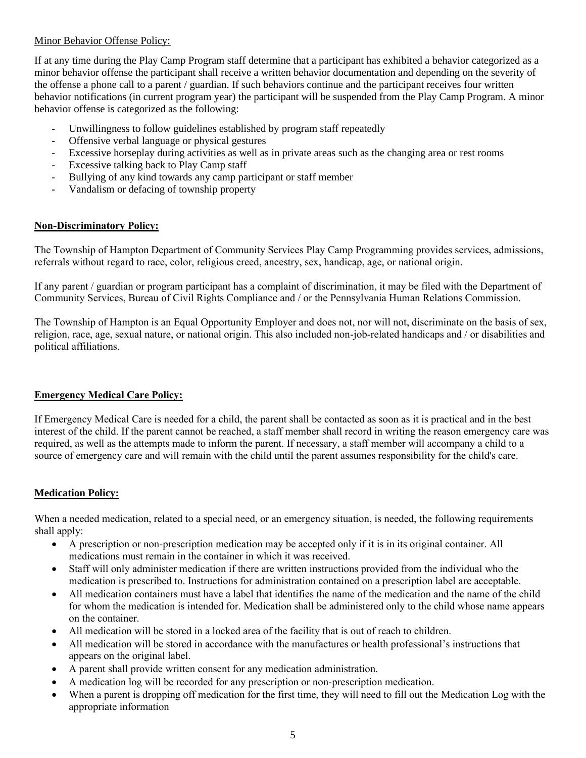Minor Behavior Offense Policy:

If at any time during the Play Camp Program staff determine that a participant has exhibited a behavior categorized as a minor behavior offense the participant shall receive a written behavior documentation and depending on the severity of the offense a phone call to a parent / guardian. If such behaviors continue and the participant receives four written behavior notifications (in current program year) the participant will be suspended from the Play Camp Program. A minor behavior offense is categorized as the following:

- Unwillingness to follow guidelines established by program staff repeatedly
- Offensive verbal language or physical gestures
- Excessive horseplay during activities as well as in private areas such as the changing area or rest rooms
- Excessive talking back to Play Camp staff
- Bullying of any kind towards any camp participant or staff member
- Vandalism or defacing of township property

**Non-Discriminatory Policy:**

The Township of Hampton Department of Community Services Play Camp Programming provides services, admissions, referrals without regard to race, color, religious creed, ancestry, sex, handicap, age, or national origin.

If any parent / guardian or program participant has a complaint of discrimination, it may be filed with the Department of Community Services, Bureau of Civil Rights Compliance and / or the Pennsylvania Human Relations Commission.

The Township of Hampton is an Equal Opportunity Employer and does not, nor will not, discriminate on the basis of sex, religion, race, age, sexual nature, or national origin. This also included non-job-related handicaps and / or disabilities and political affiliations.

**Emergency Medical Care Policy:**

If Emergency Medical Care is needed for a child, the parent shall be contacted as soon as it is practical and in the best interest of the child. If the parent cannot be reached, a staff member shall record in writing the reason emergency care was required, as well as the attempts made to inform the parent. If necessary, a staff member will accompany a child to a source of emergency care and will remain with the child until the parent assumes responsibility for the child's care.

**Medication Policy:**

When a needed medication, related to a special need, or an emergency situation, is needed, the following requirements shall apply:

- A prescription or non-prescription medication may be accepted only if it is in its original container. All medications must remain in the container in which it was received.
- Staff will only administer medication if there are written instructions provided from the individual who the medication is prescribed to. Instructions for administration contained on a prescription label are acceptable.
- All medication containers must have a label that identifies the name of the medication and the name of the child for whom the medication is intended for. Medication shall be administered only to the child whose name appears on the container.
- All medication will be stored in a locked area of the facility that is out of reach to children.
- All medication will be stored in accordance with the manufactures or health professional's instructions that appears on the original label.
- A parent shall provide written consent for any medication administration.
- A medication log will be recorded for any prescription or non-prescription medication.
- When a parent is dropping off medication for the first time, they will need to fill out the Medication Log with the appropriate information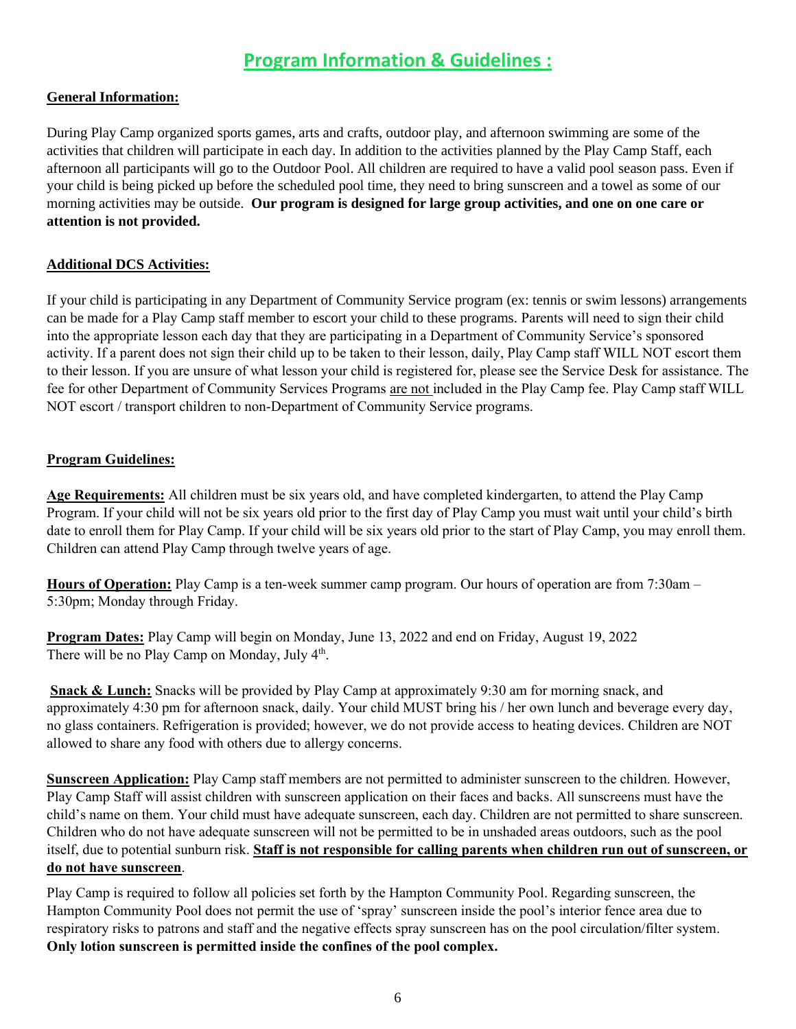# Program Information & Guidelines :

## General Information:

During Play Camp organized sports games, arts and crafts, outdoor play, and afternoon swimming are some of the activities that children will participate in each day. In addition to the activities planned by the Play Camp Staff, each afternoon all participants will go to the Outdoor Pool. All children are required to have a valid pool season pass. Even if your child is being picked up before the scheduled pool time, they need to bring sunscreen and a towel as some of our morning activities may be outside. **Our program is designed for large group activities, and one on one care or attention is not provided.**

## Additional DCS Activities:

If your child is participating in any Department of Community Service program (ex: tennis or swim lessons) arrangements can be made for a Play Camp staff member to escort your child to these programs. Parents will need to sign their child into the appropriate lesson each day that they are participating in a Department of Community Service's sponsored activity. If a parent does not sign their child up to be taken to their lesson, daily, Play Camp staff WILL NOT escort them to their lesson. If you are unsure of what lesson your child is registered for, please see the Service Desk for assistance. The fee for other Department of Community Services Programs are not included in the Play Camp fee. Play Camp staff WILL NOT escort / transport children to non-Department of Community Service programs.

## Program Guidelines:

**Age Requirements:** All children must be six years old, and have completed kindergarten, to attend the Play Camp Program. If your child will not be six years old prior to the first day of Play Camp you must wait until your child's birth date to enroll them for Play Camp. If your child will be six years old prior to the start of Play Camp, you may enroll them. Children can attend Play Camp through twelve years of age.

**Hours of Operation:** Play Camp is a ten-week summer camp program. Our hours of operation are from 7:30am – 5:30pm; Monday through Friday.

**Program Dates:** Play Camp will begin on Monday, June 13, 2022 and end on Friday, August 19, 2022
There will be no Play Camp on Monday, July 4th.

**Snack & Lunch:** Snacks will be provided by Play Camp at approximately 9:30 am for morning snack, and approximately 4:30 pm for afternoon snack, daily. Your child MUST bring his / her own lunch and beverage every day, no glass containers. Refrigeration is provided; however, we do not provide access to heating devices. Children are NOT allowed to share any food with others due to allergy concerns.

**Sunscreen Application:** Play Camp staff members are not permitted to administer sunscreen to the children. However, Play Camp Staff will assist children with sunscreen application on their faces and backs. All sunscreens must have the child's name on them. Your child must have adequate sunscreen, each day. Children are not permitted to share sunscreen. Children who do not have adequate sunscreen will not be permitted to be in unshaded areas outdoors, such as the pool itself, due to potential sunburn risk. **Staff is not responsible for calling parents when children run out of sunscreen, or do not have sunscreen**.

Play Camp is required to follow all policies set forth by the Hampton Community Pool. Regarding sunscreen, the Hampton Community Pool does not permit the use of 'spray' sunscreen inside the pool's interior fence area due to respiratory risks to patrons and staff and the negative effects spray sunscreen has on the pool circulation/filter system. **Only lotion sunscreen is permitted inside the confines of the pool complex.**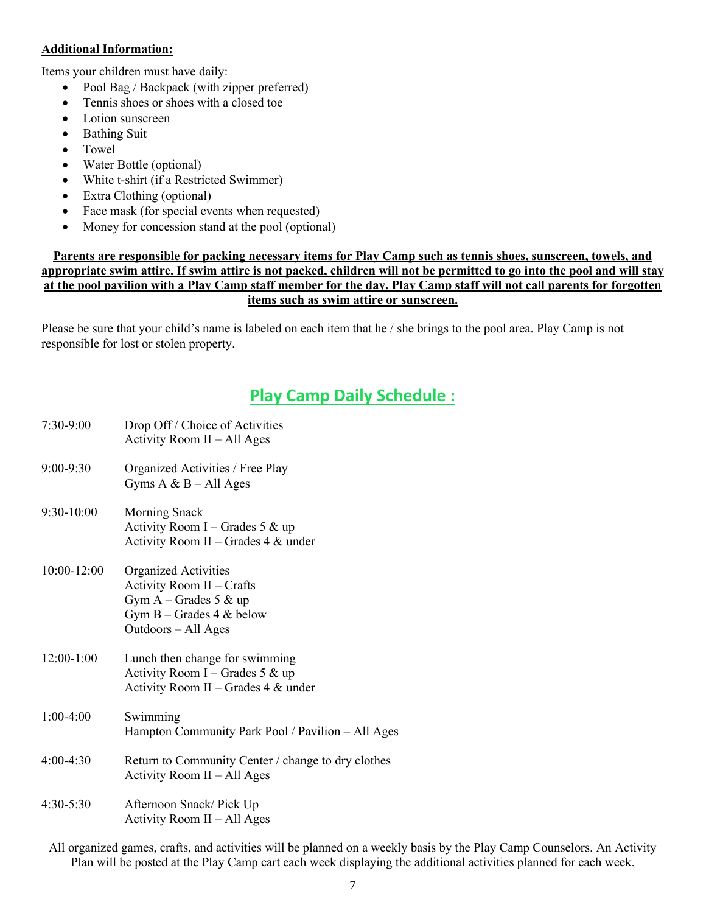**Additional Information:**

Items your children must have daily:

- Pool Bag / Backpack (with zipper preferred)
- Tennis shoes or shoes with a closed toe
- Lotion sunscreen
- Bathing Suit
- Towel
- Water Bottle (optional)
- White t-shirt (if a Restricted Swimmer)
- Extra Clothing (optional)
- Face mask (for special events when requested)
- Money for concession stand at the pool (optional)

**Parents are responsible for packing necessary items for Play Camp such as tennis shoes, sunscreen, towels, and appropriate swim attire. If swim attire is not packed, children will not be permitted to go into the pool and will stay at the pool pavilion with a Play Camp staff member for the day. Play Camp staff will not call parents for forgotten items such as swim attire or sunscreen.**

Please be sure that your child's name is labeled on each item that he / she brings to the pool area. Play Camp is not responsible for lost or stolen property.

## Play Camp Daily Schedule :

| Time | Activity |
|---|---|
| 7:30-9:00 | Drop Off / Choice of Activities<br>Activity Room II – All Ages |
| 9:00-9:30 | Organized Activities / Free Play<br>Gyms A & B – All Ages |
| 9:30-10:00 | Morning Snack<br>Activity Room I – Grades 5 & up<br>Activity Room II – Grades 4 & under |
| 10:00-12:00 | Organized Activities<br>Activity Room II – Crafts<br>Gym A – Grades 5 & up<br>Gym B – Grades 4 & below<br>Outdoors – All Ages |
| 12:00-1:00 | Lunch then change for swimming<br>Activity Room I – Grades 5 & up<br>Activity Room II – Grades 4 & under |
| 1:00-4:00 | Swimming<br>Hampton Community Park Pool / Pavilion – All Ages |
| 4:00-4:30 | Return to Community Center / change to dry clothes<br>Activity Room II – All Ages |
| 4:30-5:30 | Afternoon Snack/ Pick Up<br>Activity Room II – All Ages |

All organized games, crafts, and activities will be planned on a weekly basis by the Play Camp Counselors. An Activity Plan will be posted at the Play Camp cart each week displaying the additional activities planned for each week.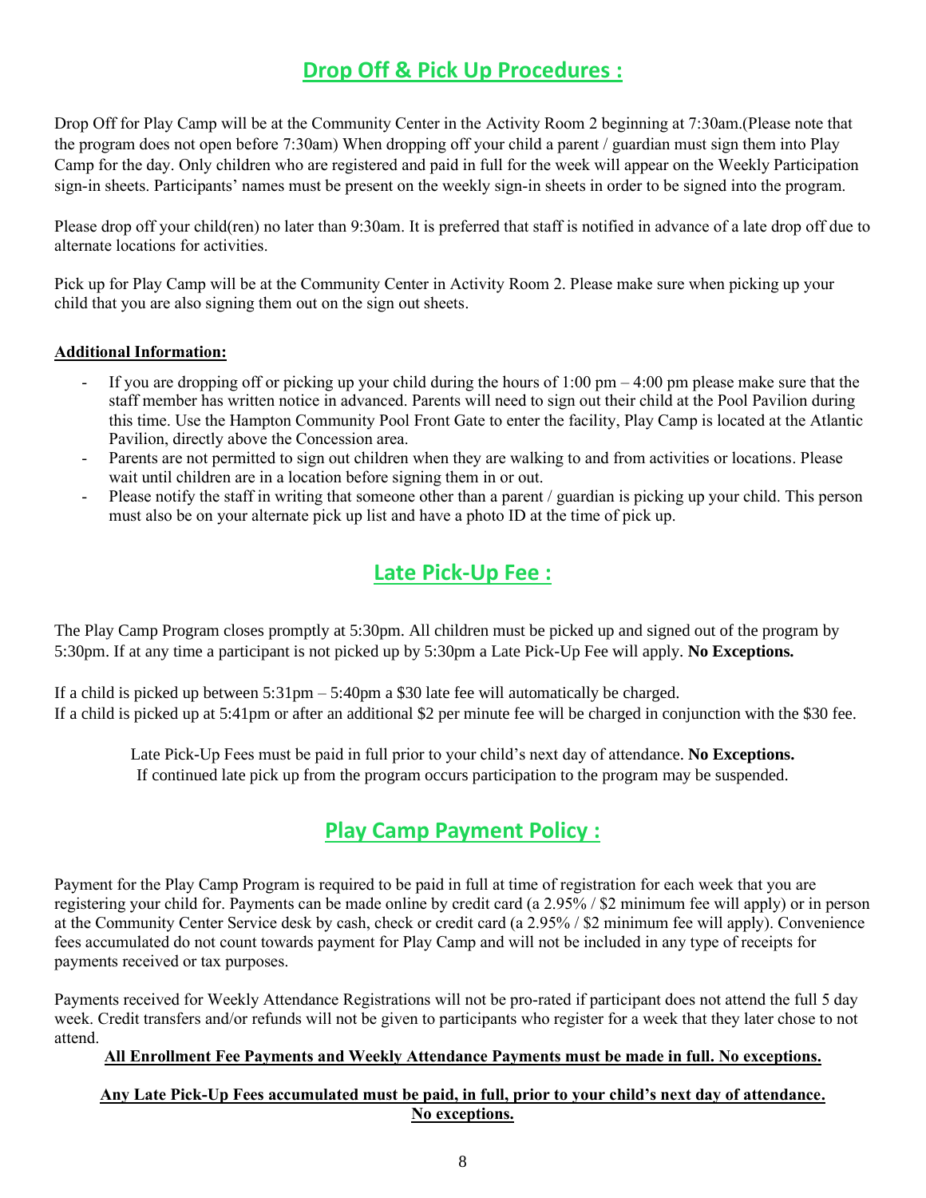## Drop Off & Pick Up Procedures :

Drop Off for Play Camp will be at the Community Center in the Activity Room 2 beginning at 7:30am.(Please note that the program does not open before 7:30am) When dropping off your child a parent / guardian must sign them into Play Camp for the day. Only children who are registered and paid in full for the week will appear on the Weekly Participation sign-in sheets. Participants' names must be present on the weekly sign-in sheets in order to be signed into the program.

Please drop off your child(ren) no later than 9:30am. It is preferred that staff is notified in advance of a late drop off due to alternate locations for activities.

Pick up for Play Camp will be at the Community Center in Activity Room 2. Please make sure when picking up your child that you are also signing them out on the sign out sheets.

**Additional Information:**

- If you are dropping off or picking up your child during the hours of 1:00 pm – 4:00 pm please make sure that the staff member has written notice in advanced. Parents will need to sign out their child at the Pool Pavilion during this time. Use the Hampton Community Pool Front Gate to enter the facility, Play Camp is located at the Atlantic Pavilion, directly above the Concession area.
- Parents are not permitted to sign out children when they are walking to and from activities or locations. Please wait until children are in a location before signing them in or out.
- Please notify the staff in writing that someone other than a parent / guardian is picking up your child. This person must also be on your alternate pick up list and have a photo ID at the time of pick up.

## Late Pick-Up Fee :

The Play Camp Program closes promptly at 5:30pm. All children must be picked up and signed out of the program by 5:30pm. If at any time a participant is not picked up by 5:30pm a Late Pick-Up Fee will apply. **No Exceptions.**

If a child is picked up between 5:31pm – 5:40pm a $30 late fee will automatically be charged.
If a child is picked up at 5:41pm or after an additional $2 per minute fee will be charged in conjunction with the $30 fee.

Late Pick-Up Fees must be paid in full prior to your child's next day of attendance. **No Exceptions.**
If continued late pick up from the program occurs participation to the program may be suspended.

## Play Camp Payment Policy :

Payment for the Play Camp Program is required to be paid in full at time of registration for each week that you are registering your child for. Payments can be made online by credit card (a 2.95% / $2 minimum fee will apply) or in person at the Community Center Service desk by cash, check or credit card (a 2.95% / $2 minimum fee will apply). Convenience fees accumulated do not count towards payment for Play Camp and will not be included in any type of receipts for payments received or tax purposes.

Payments received for Weekly Attendance Registrations will not be pro-rated if participant does not attend the full 5 day week. Credit transfers and/or refunds will not be given to participants who register for a week that they later chose to not attend.

**All Enrollment Fee Payments and Weekly Attendance Payments must be made in full. No exceptions.**

**Any Late Pick-Up Fees accumulated must be paid, in full, prior to your child's next day of attendance. No exceptions.**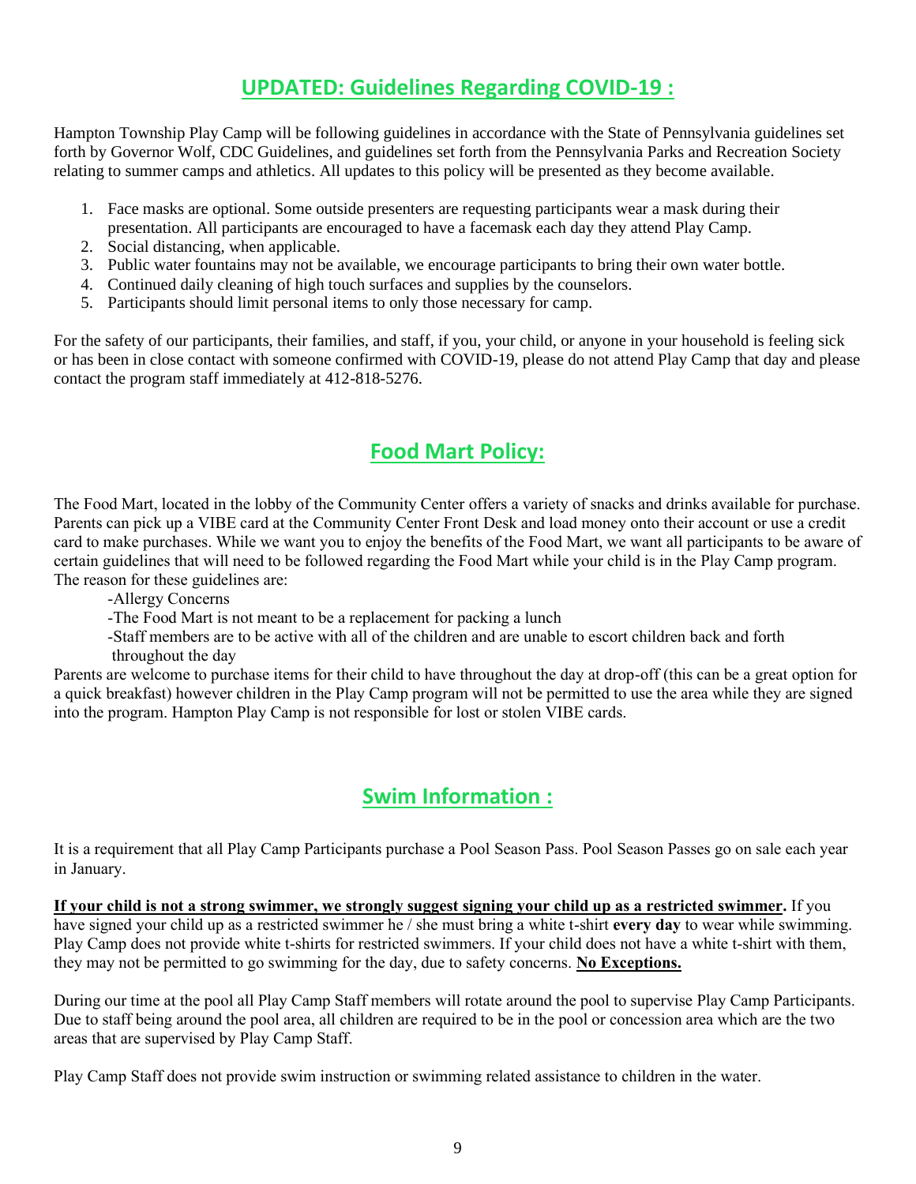## UPDATED: Guidelines Regarding COVID-19 :

Hampton Township Play Camp will be following guidelines in accordance with the State of Pennsylvania guidelines set forth by Governor Wolf, CDC Guidelines, and guidelines set forth from the Pennsylvania Parks and Recreation Society relating to summer camps and athletics. All updates to this policy will be presented as they become available.

1. Face masks are optional. Some outside presenters are requesting participants wear a mask during their presentation. All participants are encouraged to have a facemask each day they attend Play Camp.
2. Social distancing, when applicable.
3. Public water fountains may not be available, we encourage participants to bring their own water bottle.
4. Continued daily cleaning of high touch surfaces and supplies by the counselors.
5. Participants should limit personal items to only those necessary for camp.

For the safety of our participants, their families, and staff, if you, your child, or anyone in your household is feeling sick or has been in close contact with someone confirmed with COVID-19, please do not attend Play Camp that day and please contact the program staff immediately at 412-818-5276.

## Food Mart Policy:

The Food Mart, located in the lobby of the Community Center offers a variety of snacks and drinks available for purchase. Parents can pick up a VIBE card at the Community Center Front Desk and load money onto their account or use a credit card to make purchases. While we want you to enjoy the benefits of the Food Mart, we want all participants to be aware of certain guidelines that will need to be followed regarding the Food Mart while your child is in the Play Camp program. The reason for these guidelines are:

-Allergy Concerns
-The Food Mart is not meant to be a replacement for packing a lunch
-Staff members are to be active with all of the children and are unable to escort children back and forth throughout the day

Parents are welcome to purchase items for their child to have throughout the day at drop-off (this can be a great option for a quick breakfast) however children in the Play Camp program will not be permitted to use the area while they are signed into the program. Hampton Play Camp is not responsible for lost or stolen VIBE cards.

## Swim Information :

It is a requirement that all Play Camp Participants purchase a Pool Season Pass. Pool Season Passes go on sale each year in January.

**If your child is not a strong swimmer, we strongly suggest signing your child up as a restricted swimmer.** If you have signed your child up as a restricted swimmer he / she must bring a white t-shirt **every day** to wear while swimming. Play Camp does not provide white t-shirts for restricted swimmers. If your child does not have a white t-shirt with them, they may not be permitted to go swimming for the day, due to safety concerns. **No Exceptions.**

During our time at the pool all Play Camp Staff members will rotate around the pool to supervise Play Camp Participants. Due to staff being around the pool area, all children are required to be in the pool or concession area which are the two areas that are supervised by Play Camp Staff.

Play Camp Staff does not provide swim instruction or swimming related assistance to children in the water.